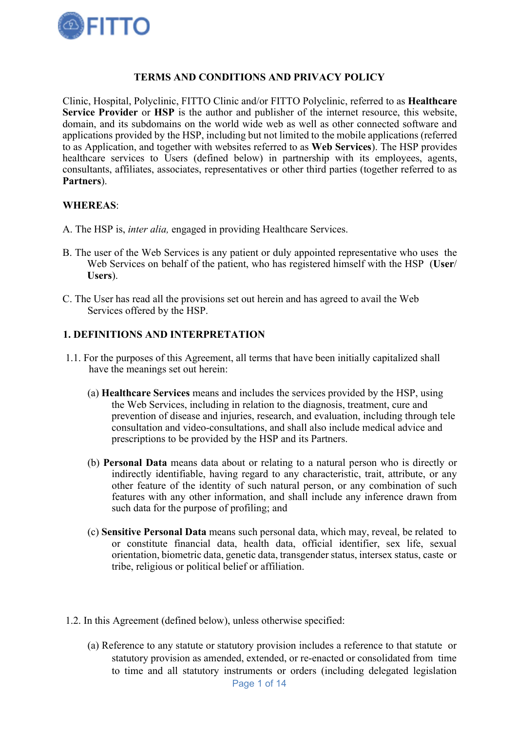# TERMS AND CONDITIONS AND PRIVACY POLICY

Clinic, Hospital, Polyclinic, FITTO Clinic and/or FITTO Polyclinic, referred to as **Healthcare Service Provider** or **HSP** is the author and publisher of the internet resource, this website, domain, and its subdomains on the world wide web as well as other connected software and applications provided by the HSP, including but not limited to the mobile applications (referred to as Application, and together with websites referred to as **Web Services**). The HSP provides healthcare services to Users (defined below) in partnership with its employees, agents, consultants, affiliates, associates, representatives or other third parties (together referred to as **Partners**).

**WHEREAS**:

A. The HSP is, *inter alia,* engaged in providing Healthcare Services.

B. The user of the Web Services is any patient or duly appointed representative who uses the Web Services on behalf of the patient, who has registered himself with the HSP (**User**/ **Users**).

C. The User has read all the provisions set out herein and has agreed to avail the Web Services offered by the HSP.

## 1. DEFINITIONS AND INTERPRETATION

1.1. For the purposes of this Agreement, all terms that have been initially capitalized shall have the meanings set out herein:

(a) **Healthcare Services** means and includes the services provided by the HSP, using the Web Services, including in relation to the diagnosis, treatment, cure and prevention of disease and injuries, research, and evaluation, including through tele consultation and video-consultations, and shall also include medical advice and prescriptions to be provided by the HSP and its Partners.

(b) **Personal Data** means data about or relating to a natural person who is directly or indirectly identifiable, having regard to any characteristic, trait, attribute, or any other feature of the identity of such natural person, or any combination of such features with any other information, and shall include any inference drawn from such data for the purpose of profiling; and

(c) **Sensitive Personal Data** means such personal data, which may, reveal, be related to or constitute financial data, health data, official identifier, sex life, sexual orientation, biometric data, genetic data, transgender status, intersex status, caste or tribe, religious or political belief or affiliation.

1.2. In this Agreement (defined below), unless otherwise specified:

(a) Reference to any statute or statutory provision includes a reference to that statute or statutory provision as amended, extended, or re-enacted or consolidated from time to time and all statutory instruments or orders (including delegated legislation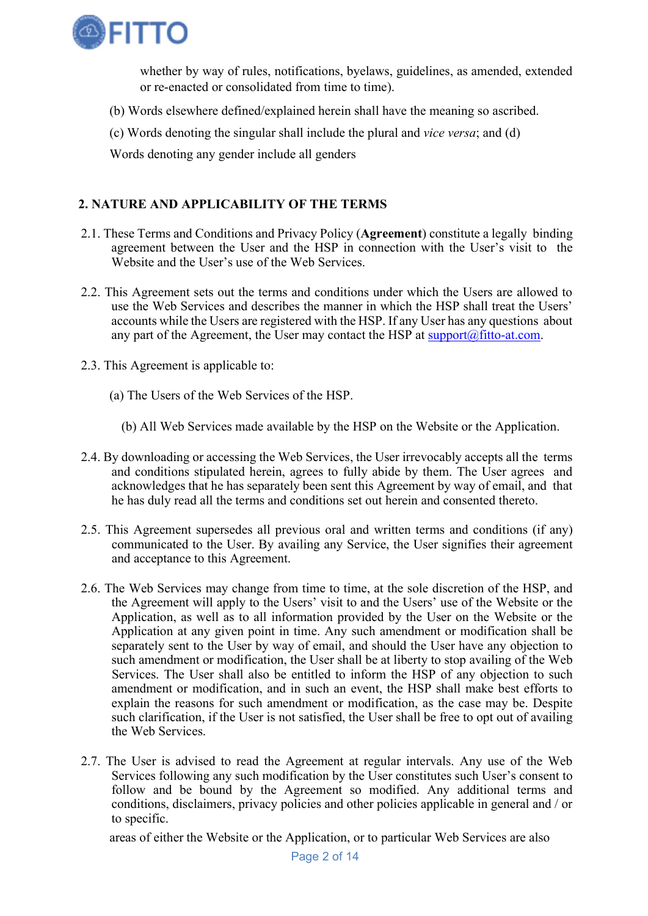whether by way of rules, notifications, byelaws, guidelines, as amended, extended or re-enacted or consolidated from time to time).

(b) Words elsewhere defined/explained herein shall have the meaning so ascribed.

(c) Words denoting the singular shall include the plural and *vice versa*; and (d)

Words denoting any gender include all genders

## 2. NATURE AND APPLICABILITY OF THE TERMS

2.1. These Terms and Conditions and Privacy Policy (**Agreement**) constitute a legally binding agreement between the User and the HSP in connection with the User's visit to the Website and the User's use of the Web Services.

2.2. This Agreement sets out the terms and conditions under which the Users are allowed to use the Web Services and describes the manner in which the HSP shall treat the Users' accounts while the Users are registered with the HSP. If any User has any questions about any part of the Agreement, the User may contact the HSP at support@fitto-at.com.

2.3. This Agreement is applicable to:

(a) The Users of the Web Services of the HSP.

(b) All Web Services made available by the HSP on the Website or the Application.

2.4. By downloading or accessing the Web Services, the User irrevocably accepts all the terms and conditions stipulated herein, agrees to fully abide by them. The User agrees and acknowledges that he has separately been sent this Agreement by way of email, and that he has duly read all the terms and conditions set out herein and consented thereto.

2.5. This Agreement supersedes all previous oral and written terms and conditions (if any) communicated to the User. By availing any Service, the User signifies their agreement and acceptance to this Agreement.

2.6. The Web Services may change from time to time, at the sole discretion of the HSP, and the Agreement will apply to the Users' visit to and the Users' use of the Website or the Application, as well as to all information provided by the User on the Website or the Application at any given point in time. Any such amendment or modification shall be separately sent to the User by way of email, and should the User have any objection to such amendment or modification, the User shall be at liberty to stop availing of the Web Services. The User shall also be entitled to inform the HSP of any objection to such amendment or modification, and in such an event, the HSP shall make best efforts to explain the reasons for such amendment or modification, as the case may be. Despite such clarification, if the User is not satisfied, the User shall be free to opt out of availing the Web Services.

2.7. The User is advised to read the Agreement at regular intervals. Any use of the Web Services following any such modification by the User constitutes such User's consent to follow and be bound by the Agreement so modified. Any additional terms and conditions, disclaimers, privacy policies and other policies applicable in general and / or to specific.

areas of either the Website or the Application, or to particular Web Services are also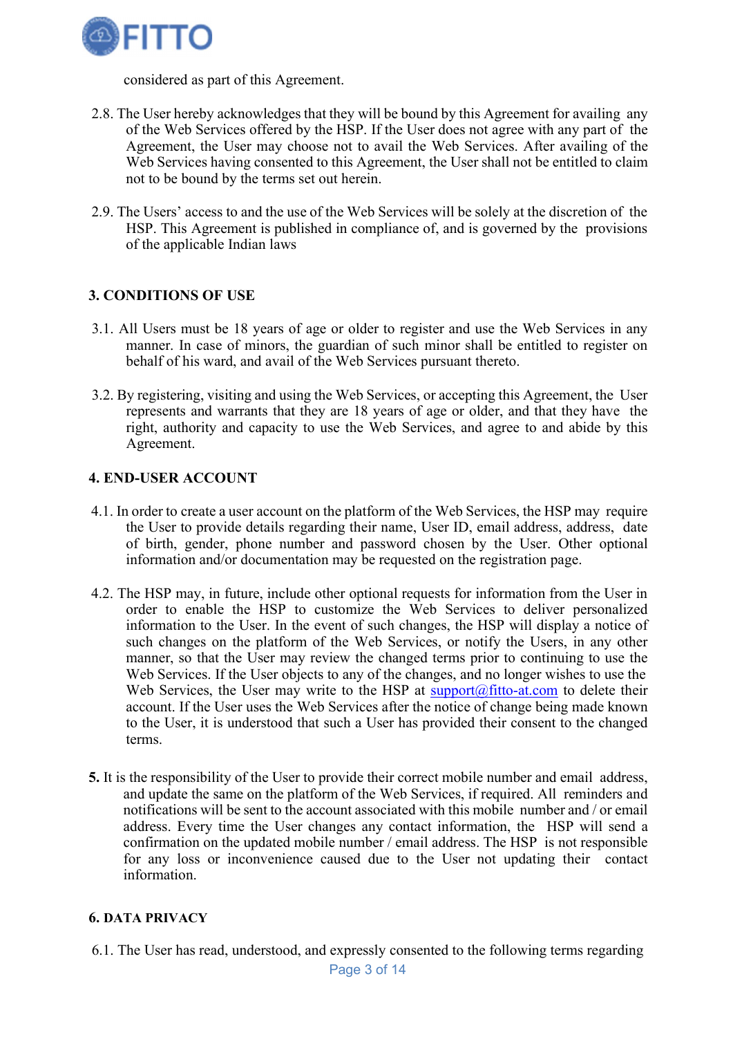considered as part of this Agreement.

2.8. The User hereby acknowledges that they will be bound by this Agreement for availing any of the Web Services offered by the HSP. If the User does not agree with any part of the Agreement, the User may choose not to avail the Web Services. After availing of the Web Services having consented to this Agreement, the User shall not be entitled to claim not to be bound by the terms set out herein.

2.9. The Users' access to and the use of the Web Services will be solely at the discretion of the HSP. This Agreement is published in compliance of, and is governed by the provisions of the applicable Indian laws

## 3. CONDITIONS OF USE

3.1. All Users must be 18 years of age or older to register and use the Web Services in any manner. In case of minors, the guardian of such minor shall be entitled to register on behalf of his ward, and avail of the Web Services pursuant thereto.

3.2. By registering, visiting and using the Web Services, or accepting this Agreement, the User represents and warrants that they are 18 years of age or older, and that they have the right, authority and capacity to use the Web Services, and agree to and abide by this Agreement.

## 4. END-USER ACCOUNT

4.1. In order to create a user account on the platform of the Web Services, the HSP may require the User to provide details regarding their name, User ID, email address, address, date of birth, gender, phone number and password chosen by the User. Other optional information and/or documentation may be requested on the registration page.

4.2. The HSP may, in future, include other optional requests for information from the User in order to enable the HSP to customize the Web Services to deliver personalized information to the User. In the event of such changes, the HSP will display a notice of such changes on the platform of the Web Services, or notify the Users, in any other manner, so that the User may review the changed terms prior to continuing to use the Web Services. If the User objects to any of the changes, and no longer wishes to use the Web Services, the User may write to the HSP at support@fitto-at.com to delete their account. If the User uses the Web Services after the notice of change being made known to the User, it is understood that such a User has provided their consent to the changed terms.

**5.** It is the responsibility of the User to provide their correct mobile number and email address, and update the same on the platform of the Web Services, if required. All reminders and notifications will be sent to the account associated with this mobile number and / or email address. Every time the User changes any contact information, the HSP will send a confirmation on the updated mobile number / email address. The HSP is not responsible for any loss or inconvenience caused due to the User not updating their contact information.

## 6. DATA PRIVACY

6.1. The User has read, understood, and expressly consented to the following terms regarding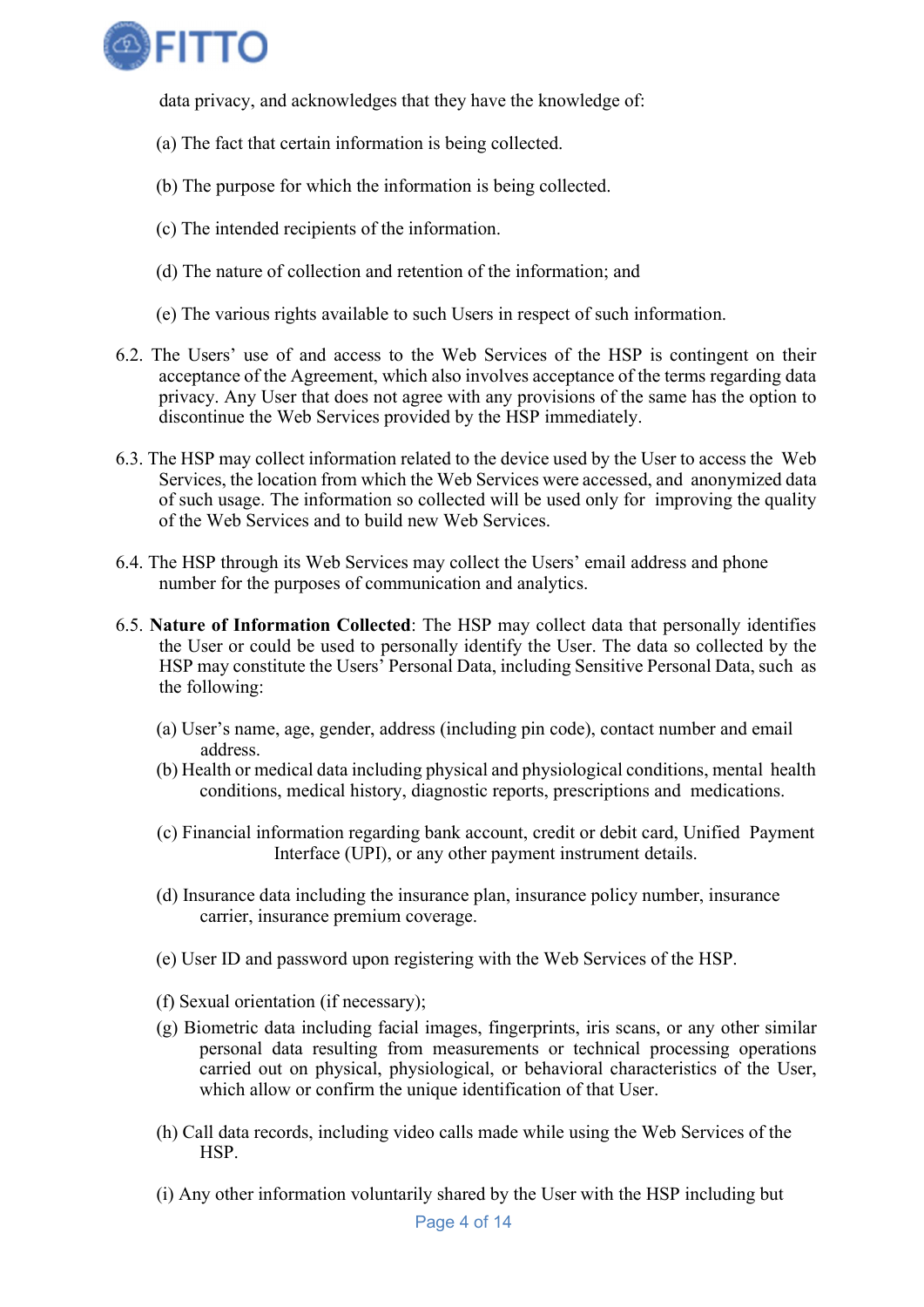data privacy, and acknowledges that they have the knowledge of:

(a) The fact that certain information is being collected.

(b) The purpose for which the information is being collected.

(c) The intended recipients of the information.

(d) The nature of collection and retention of the information; and

(e) The various rights available to such Users in respect of such information.

6.2. The Users' use of and access to the Web Services of the HSP is contingent on their acceptance of the Agreement, which also involves acceptance of the terms regarding data privacy. Any User that does not agree with any provisions of the same has the option to discontinue the Web Services provided by the HSP immediately.

6.3. The HSP may collect information related to the device used by the User to access the Web Services, the location from which the Web Services were accessed, and anonymized data of such usage. The information so collected will be used only for improving the quality of the Web Services and to build new Web Services.

6.4. The HSP through its Web Services may collect the Users' email address and phone number for the purposes of communication and analytics.

6.5. **Nature of Information Collected**: The HSP may collect data that personally identifies the User or could be used to personally identify the User. The data so collected by the HSP may constitute the Users' Personal Data, including Sensitive Personal Data, such as the following:

(a) User's name, age, gender, address (including pin code), contact number and email address.

(b) Health or medical data including physical and physiological conditions, mental health conditions, medical history, diagnostic reports, prescriptions and medications.

(c) Financial information regarding bank account, credit or debit card, Unified Payment Interface (UPI), or any other payment instrument details.

(d) Insurance data including the insurance plan, insurance policy number, insurance carrier, insurance premium coverage.

(e) User ID and password upon registering with the Web Services of the HSP.

(f) Sexual orientation (if necessary);

(g) Biometric data including facial images, fingerprints, iris scans, or any other similar personal data resulting from measurements or technical processing operations carried out on physical, physiological, or behavioral characteristics of the User, which allow or confirm the unique identification of that User.

(h) Call data records, including video calls made while using the Web Services of the HSP.

(i) Any other information voluntarily shared by the User with the HSP including but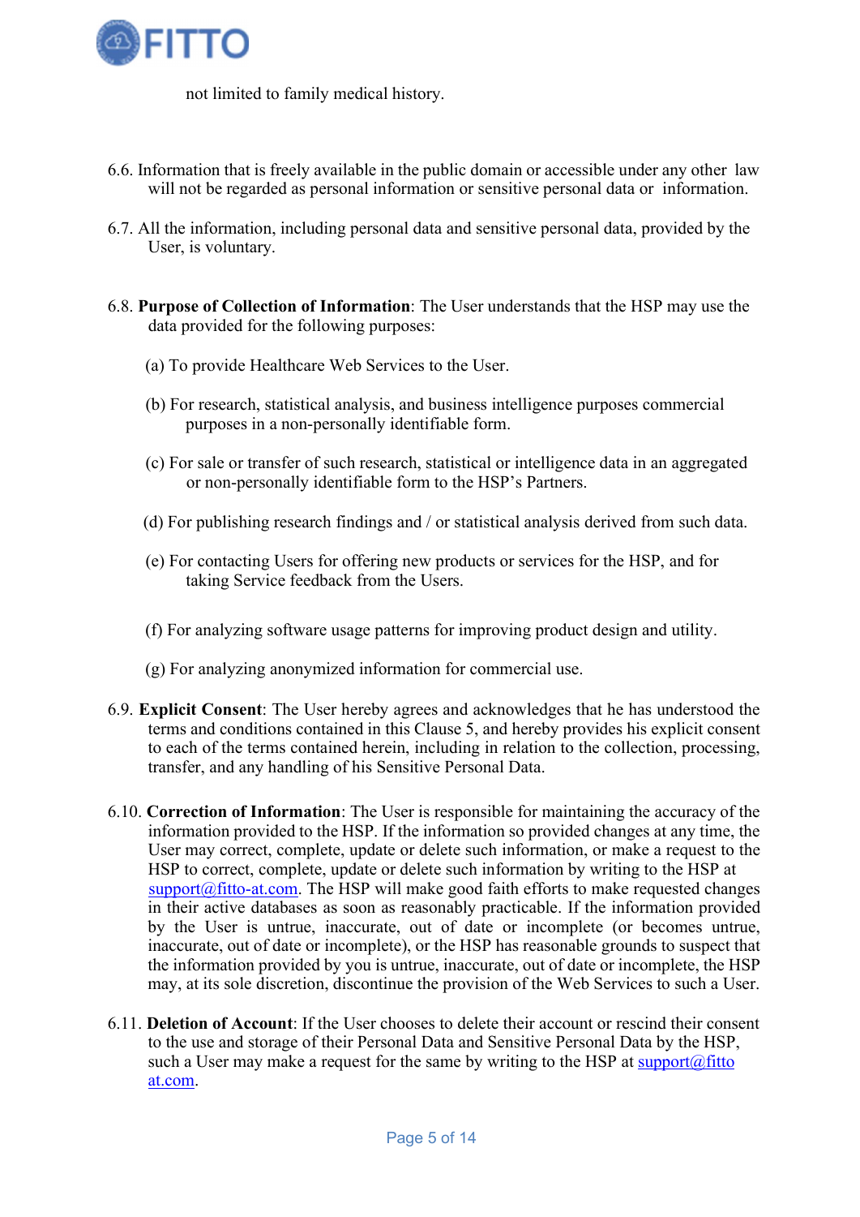not limited to family medical history.

6.6. Information that is freely available in the public domain or accessible under any other law will not be regarded as personal information or sensitive personal data or information.

6.7. All the information, including personal data and sensitive personal data, provided by the User, is voluntary.

6.8. **Purpose of Collection of Information**: The User understands that the HSP may use the data provided for the following purposes:

(a) To provide Healthcare Web Services to the User.

(b) For research, statistical analysis, and business intelligence purposes commercial purposes in a non-personally identifiable form.

(c) For sale or transfer of such research, statistical or intelligence data in an aggregated or non-personally identifiable form to the HSP's Partners.

(d) For publishing research findings and / or statistical analysis derived from such data.

(e) For contacting Users for offering new products or services for the HSP, and for taking Service feedback from the Users.

(f) For analyzing software usage patterns for improving product design and utility.

(g) For analyzing anonymized information for commercial use.

6.9. **Explicit Consent**: The User hereby agrees and acknowledges that he has understood the terms and conditions contained in this Clause 5, and hereby provides his explicit consent to each of the terms contained herein, including in relation to the collection, processing, transfer, and any handling of his Sensitive Personal Data.

6.10. **Correction of Information**: The User is responsible for maintaining the accuracy of the information provided to the HSP. If the information so provided changes at any time, the User may correct, complete, update or delete such information, or make a request to the HSP to correct, complete, update or delete such information by writing to the HSP at support@fitto-at.com. The HSP will make good faith efforts to make requested changes in their active databases as soon as reasonably practicable. If the information provided by the User is untrue, inaccurate, out of date or incomplete (or becomes untrue, inaccurate, out of date or incomplete), or the HSP has reasonable grounds to suspect that the information provided by you is untrue, inaccurate, out of date or incomplete, the HSP may, at its sole discretion, discontinue the provision of the Web Services to such a User.

6.11. **Deletion of Account**: If the User chooses to delete their account or rescind their consent to the use and storage of their Personal Data and Sensitive Personal Data by the HSP, such a User may make a request for the same by writing to the HSP at support@fitto at.com.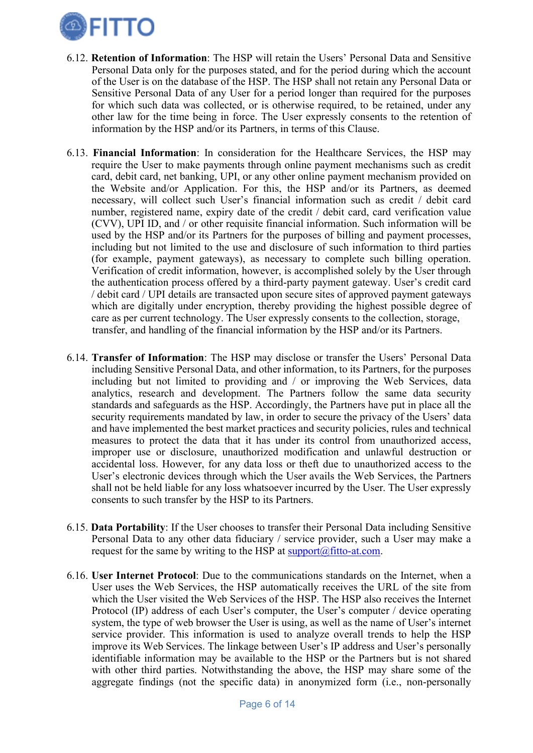6.12. **Retention of Information**: The HSP will retain the Users' Personal Data and Sensitive Personal Data only for the purposes stated, and for the period during which the account of the User is on the database of the HSP. The HSP shall not retain any Personal Data or Sensitive Personal Data of any User for a period longer than required for the purposes for which such data was collected, or is otherwise required, to be retained, under any other law for the time being in force. The User expressly consents to the retention of information by the HSP and/or its Partners, in terms of this Clause.

6.13. **Financial Information**: In consideration for the Healthcare Services, the HSP may require the User to make payments through online payment mechanisms such as credit card, debit card, net banking, UPI, or any other online payment mechanism provided on the Website and/or Application. For this, the HSP and/or its Partners, as deemed necessary, will collect such User's financial information such as credit / debit card number, registered name, expiry date of the credit / debit card, card verification value (CVV), UPI ID, and / or other requisite financial information. Such information will be used by the HSP and/or its Partners for the purposes of billing and payment processes, including but not limited to the use and disclosure of such information to third parties (for example, payment gateways), as necessary to complete such billing operation. Verification of credit information, however, is accomplished solely by the User through the authentication process offered by a third-party payment gateway. User's credit card / debit card / UPI details are transacted upon secure sites of approved payment gateways which are digitally under encryption, thereby providing the highest possible degree of care as per current technology. The User expressly consents to the collection, storage, transfer, and handling of the financial information by the HSP and/or its Partners.

6.14. **Transfer of Information**: The HSP may disclose or transfer the Users' Personal Data including Sensitive Personal Data, and other information, to its Partners, for the purposes including but not limited to providing and / or improving the Web Services, data analytics, research and development. The Partners follow the same data security standards and safeguards as the HSP. Accordingly, the Partners have put in place all the security requirements mandated by law, in order to secure the privacy of the Users' data and have implemented the best market practices and security policies, rules and technical measures to protect the data that it has under its control from unauthorized access, improper use or disclosure, unauthorized modification and unlawful destruction or accidental loss. However, for any data loss or theft due to unauthorized access to the User's electronic devices through which the User avails the Web Services, the Partners shall not be held liable for any loss whatsoever incurred by the User. The User expressly consents to such transfer by the HSP to its Partners.

6.15. **Data Portability**: If the User chooses to transfer their Personal Data including Sensitive Personal Data to any other data fiduciary / service provider, such a User may make a request for the same by writing to the HSP at support@fitto-at.com.

6.16. **User Internet Protocol**: Due to the communications standards on the Internet, when a User uses the Web Services, the HSP automatically receives the URL of the site from which the User visited the Web Services of the HSP. The HSP also receives the Internet Protocol (IP) address of each User's computer, the User's computer / device operating system, the type of web browser the User is using, as well as the name of User's internet service provider. This information is used to analyze overall trends to help the HSP improve its Web Services. The linkage between User's IP address and User's personally identifiable information may be available to the HSP or the Partners but is not shared with other third parties. Notwithstanding the above, the HSP may share some of the aggregate findings (not the specific data) in anonymized form (i.e., non-personally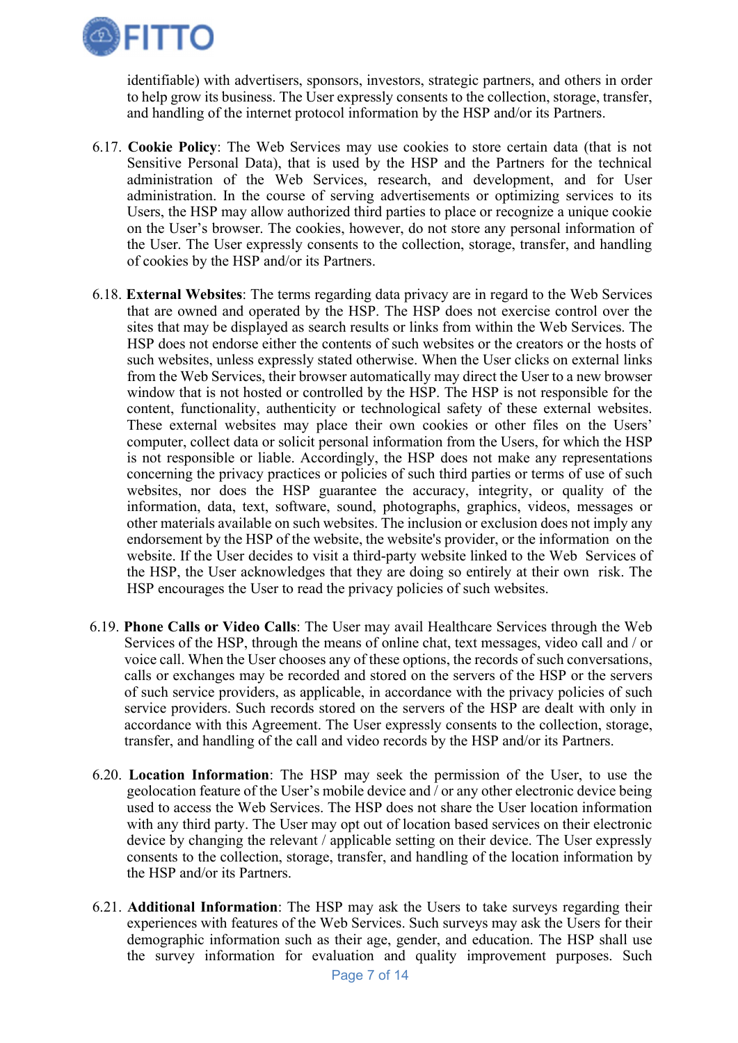identifiable) with advertisers, sponsors, investors, strategic partners, and others in order to help grow its business. The User expressly consents to the collection, storage, transfer, and handling of the internet protocol information by the HSP and/or its Partners.

6.17. **Cookie Policy**: The Web Services may use cookies to store certain data (that is not Sensitive Personal Data), that is used by the HSP and the Partners for the technical administration of the Web Services, research, and development, and for User administration. In the course of serving advertisements or optimizing services to its Users, the HSP may allow authorized third parties to place or recognize a unique cookie on the User's browser. The cookies, however, do not store any personal information of the User. The User expressly consents to the collection, storage, transfer, and handling of cookies by the HSP and/or its Partners.

6.18. **External Websites**: The terms regarding data privacy are in regard to the Web Services that are owned and operated by the HSP. The HSP does not exercise control over the sites that may be displayed as search results or links from within the Web Services. The HSP does not endorse either the contents of such websites or the creators or the hosts of such websites, unless expressly stated otherwise. When the User clicks on external links from the Web Services, their browser automatically may direct the User to a new browser window that is not hosted or controlled by the HSP. The HSP is not responsible for the content, functionality, authenticity or technological safety of these external websites. These external websites may place their own cookies or other files on the Users' computer, collect data or solicit personal information from the Users, for which the HSP is not responsible or liable. Accordingly, the HSP does not make any representations concerning the privacy practices or policies of such third parties or terms of use of such websites, nor does the HSP guarantee the accuracy, integrity, or quality of the information, data, text, software, sound, photographs, graphics, videos, messages or other materials available on such websites. The inclusion or exclusion does not imply any endorsement by the HSP of the website, the website's provider, or the information on the website. If the User decides to visit a third-party website linked to the Web Services of the HSP, the User acknowledges that they are doing so entirely at their own risk. The HSP encourages the User to read the privacy policies of such websites.

6.19. **Phone Calls or Video Calls**: The User may avail Healthcare Services through the Web Services of the HSP, through the means of online chat, text messages, video call and / or voice call. When the User chooses any of these options, the records of such conversations, calls or exchanges may be recorded and stored on the servers of the HSP or the servers of such service providers, as applicable, in accordance with the privacy policies of such service providers. Such records stored on the servers of the HSP are dealt with only in accordance with this Agreement. The User expressly consents to the collection, storage, transfer, and handling of the call and video records by the HSP and/or its Partners.

6.20. **Location Information**: The HSP may seek the permission of the User, to use the geolocation feature of the User's mobile device and / or any other electronic device being used to access the Web Services. The HSP does not share the User location information with any third party. The User may opt out of location based services on their electronic device by changing the relevant / applicable setting on their device. The User expressly consents to the collection, storage, transfer, and handling of the location information by the HSP and/or its Partners.

6.21. **Additional Information**: The HSP may ask the Users to take surveys regarding their experiences with features of the Web Services. Such surveys may ask the Users for their demographic information such as their age, gender, and education. The HSP shall use the survey information for evaluation and quality improvement purposes. Such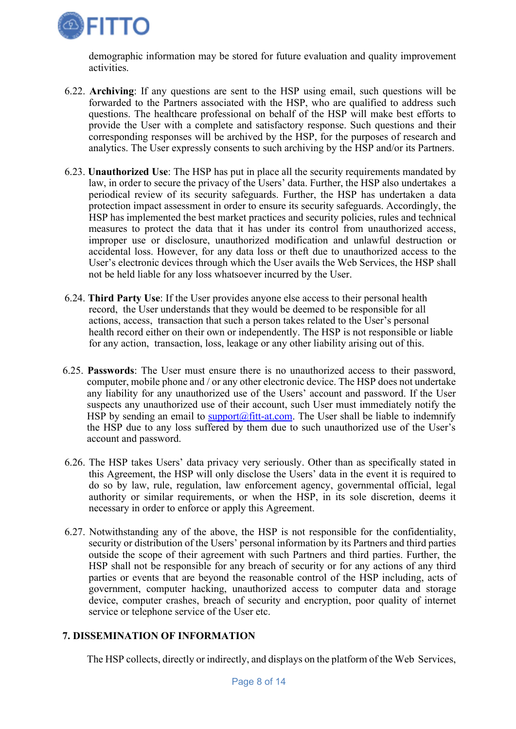demographic information may be stored for future evaluation and quality improvement activities.

6.22. **Archiving**: If any questions are sent to the HSP using email, such questions will be forwarded to the Partners associated with the HSP, who are qualified to address such questions. The healthcare professional on behalf of the HSP will make best efforts to provide the User with a complete and satisfactory response. Such questions and their corresponding responses will be archived by the HSP, for the purposes of research and analytics. The User expressly consents to such archiving by the HSP and/or its Partners.

6.23. **Unauthorized Use**: The HSP has put in place all the security requirements mandated by law, in order to secure the privacy of the Users' data. Further, the HSP also undertakes a periodical review of its security safeguards. Further, the HSP has undertaken a data protection impact assessment in order to ensure its security safeguards. Accordingly, the HSP has implemented the best market practices and security policies, rules and technical measures to protect the data that it has under its control from unauthorized access, improper use or disclosure, unauthorized modification and unlawful destruction or accidental loss. However, for any data loss or theft due to unauthorized access to the User's electronic devices through which the User avails the Web Services, the HSP shall not be held liable for any loss whatsoever incurred by the User.

6.24. **Third Party Use**: If the User provides anyone else access to their personal health record, the User understands that they would be deemed to be responsible for all actions, access, transaction that such a person takes related to the User's personal health record either on their own or independently. The HSP is not responsible or liable for any action, transaction, loss, leakage or any other liability arising out of this.

6.25. **Passwords**: The User must ensure there is no unauthorized access to their password, computer, mobile phone and / or any other electronic device. The HSP does not undertake any liability for any unauthorized use of the Users' account and password. If the User suspects any unauthorized use of their account, such User must immediately notify the HSP by sending an email to support@fitt-at.com. The User shall be liable to indemnify the HSP due to any loss suffered by them due to such unauthorized use of the User's account and password.

6.26. The HSP takes Users' data privacy very seriously. Other than as specifically stated in this Agreement, the HSP will only disclose the Users' data in the event it is required to do so by law, rule, regulation, law enforcement agency, governmental official, legal authority or similar requirements, or when the HSP, in its sole discretion, deems it necessary in order to enforce or apply this Agreement.

6.27. Notwithstanding any of the above, the HSP is not responsible for the confidentiality, security or distribution of the Users' personal information by its Partners and third parties outside the scope of their agreement with such Partners and third parties. Further, the HSP shall not be responsible for any breach of security or for any actions of any third parties or events that are beyond the reasonable control of the HSP including, acts of government, computer hacking, unauthorized access to computer data and storage device, computer crashes, breach of security and encryption, poor quality of internet service or telephone service of the User etc.

## 7. DISSEMINATION OF INFORMATION

The HSP collects, directly or indirectly, and displays on the platform of the Web Services,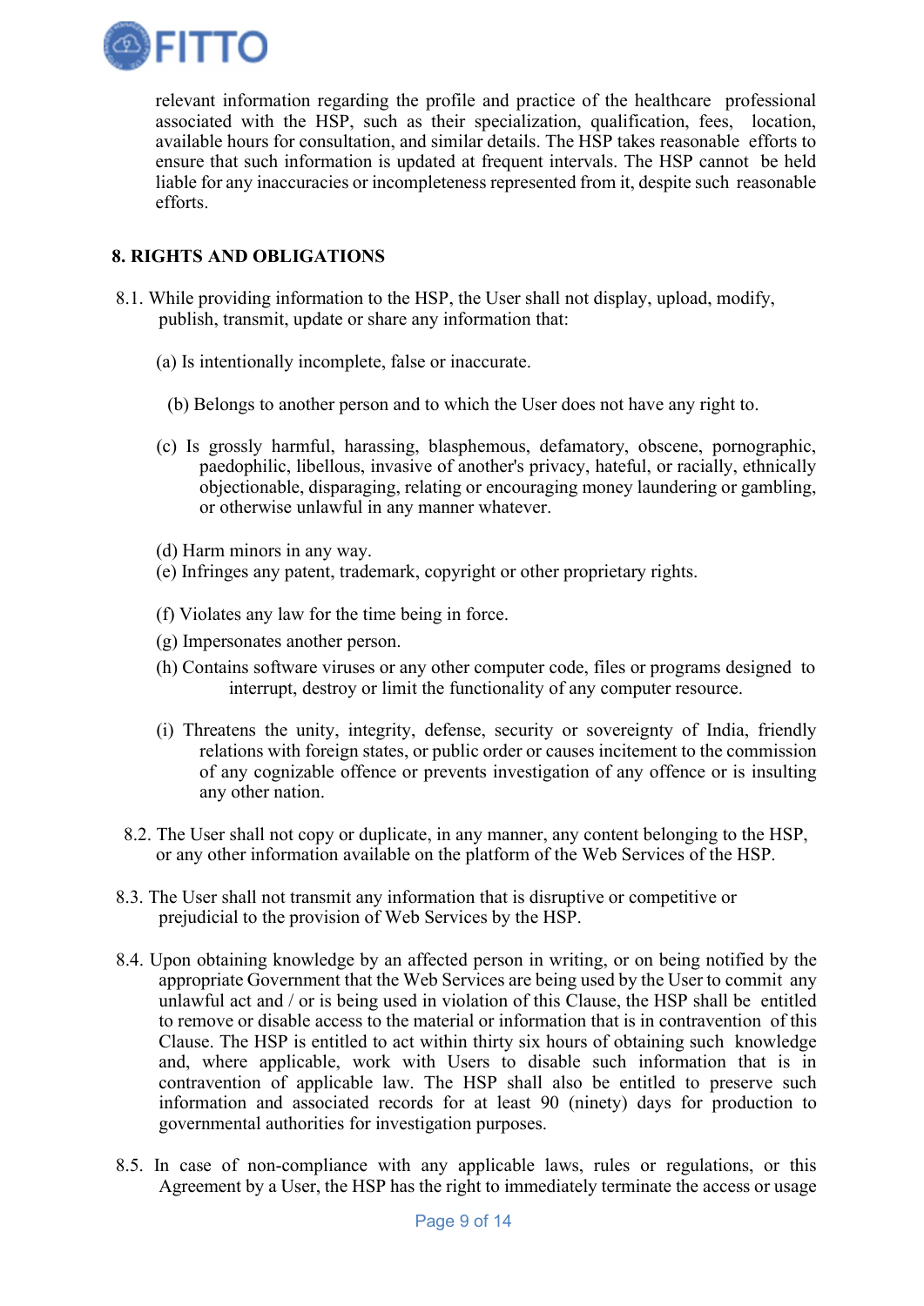relevant information regarding the profile and practice of the healthcare professional associated with the HSP, such as their specialization, qualification, fees, location, available hours for consultation, and similar details. The HSP takes reasonable efforts to ensure that such information is updated at frequent intervals. The HSP cannot be held liable for any inaccuracies or incompleteness represented from it, despite such reasonable efforts.

## 8. RIGHTS AND OBLIGATIONS

8.1. While providing information to the HSP, the User shall not display, upload, modify, publish, transmit, update or share any information that:

(a) Is intentionally incomplete, false or inaccurate.

(b) Belongs to another person and to which the User does not have any right to.

(c) Is grossly harmful, harassing, blasphemous, defamatory, obscene, pornographic, paedophilic, libellous, invasive of another's privacy, hateful, or racially, ethnically objectionable, disparaging, relating or encouraging money laundering or gambling, or otherwise unlawful in any manner whatever.

(d) Harm minors in any way.

(e) Infringes any patent, trademark, copyright or other proprietary rights.

(f) Violates any law for the time being in force.

(g) Impersonates another person.

(h) Contains software viruses or any other computer code, files or programs designed to interrupt, destroy or limit the functionality of any computer resource.

(i) Threatens the unity, integrity, defense, security or sovereignty of India, friendly relations with foreign states, or public order or causes incitement to the commission of any cognizable offence or prevents investigation of any offence or is insulting any other nation.

8.2. The User shall not copy or duplicate, in any manner, any content belonging to the HSP, or any other information available on the platform of the Web Services of the HSP.

8.3. The User shall not transmit any information that is disruptive or competitive or prejudicial to the provision of Web Services by the HSP.

8.4. Upon obtaining knowledge by an affected person in writing, or on being notified by the appropriate Government that the Web Services are being used by the User to commit any unlawful act and / or is being used in violation of this Clause, the HSP shall be entitled to remove or disable access to the material or information that is in contravention of this Clause. The HSP is entitled to act within thirty six hours of obtaining such knowledge and, where applicable, work with Users to disable such information that is in contravention of applicable law. The HSP shall also be entitled to preserve such information and associated records for at least 90 (ninety) days for production to governmental authorities for investigation purposes.

8.5. In case of non-compliance with any applicable laws, rules or regulations, or this Agreement by a User, the HSP has the right to immediately terminate the access or usage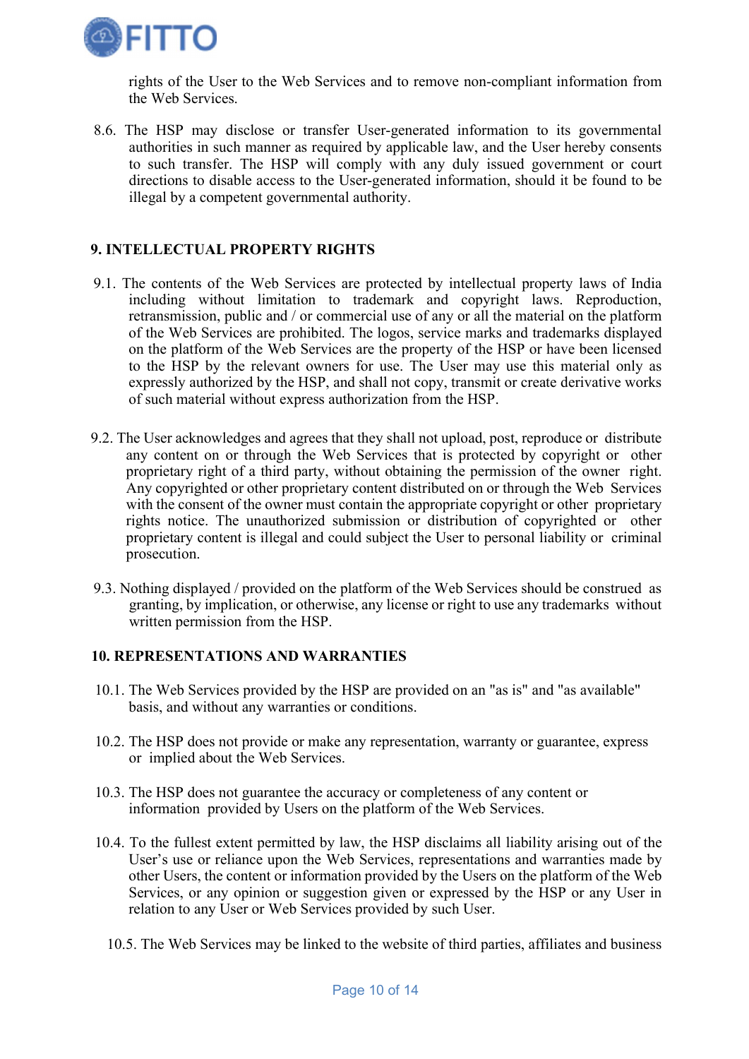rights of the User to the Web Services and to remove non-compliant information from the Web Services.

8.6. The HSP may disclose or transfer User-generated information to its governmental authorities in such manner as required by applicable law, and the User hereby consents to such transfer. The HSP will comply with any duly issued government or court directions to disable access to the User-generated information, should it be found to be illegal by a competent governmental authority.

## 9. INTELLECTUAL PROPERTY RIGHTS

9.1. The contents of the Web Services are protected by intellectual property laws of India including without limitation to trademark and copyright laws. Reproduction, retransmission, public and / or commercial use of any or all the material on the platform of the Web Services are prohibited. The logos, service marks and trademarks displayed on the platform of the Web Services are the property of the HSP or have been licensed to the HSP by the relevant owners for use. The User may use this material only as expressly authorized by the HSP, and shall not copy, transmit or create derivative works of such material without express authorization from the HSP.

9.2. The User acknowledges and agrees that they shall not upload, post, reproduce or distribute any content on or through the Web Services that is protected by copyright or other proprietary right of a third party, without obtaining the permission of the owner right. Any copyrighted or other proprietary content distributed on or through the Web Services with the consent of the owner must contain the appropriate copyright or other proprietary rights notice. The unauthorized submission or distribution of copyrighted or other proprietary content is illegal and could subject the User to personal liability or criminal prosecution.

9.3. Nothing displayed / provided on the platform of the Web Services should be construed as granting, by implication, or otherwise, any license or right to use any trademarks without written permission from the HSP.

## 10. REPRESENTATIONS AND WARRANTIES

10.1. The Web Services provided by the HSP are provided on an "as is" and "as available" basis, and without any warranties or conditions.

10.2. The HSP does not provide or make any representation, warranty or guarantee, express or implied about the Web Services.

10.3. The HSP does not guarantee the accuracy or completeness of any content or information provided by Users on the platform of the Web Services.

10.4. To the fullest extent permitted by law, the HSP disclaims all liability arising out of the User's use or reliance upon the Web Services, representations and warranties made by other Users, the content or information provided by the Users on the platform of the Web Services, or any opinion or suggestion given or expressed by the HSP or any User in relation to any User or Web Services provided by such User.

10.5. The Web Services may be linked to the website of third parties, affiliates and business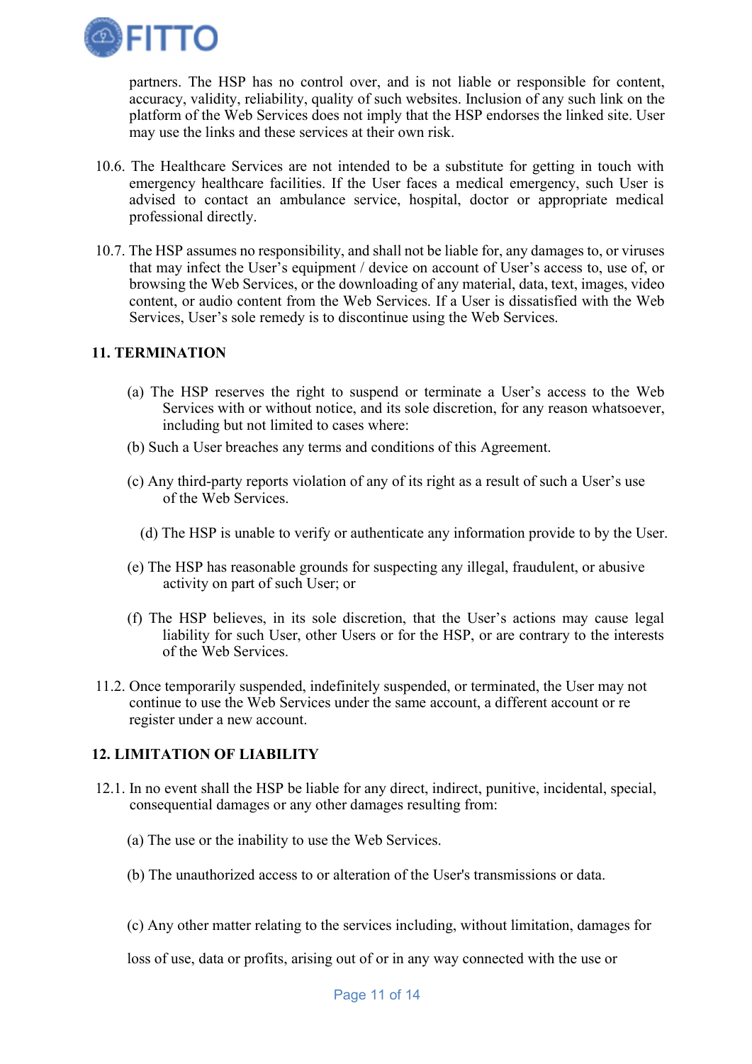partners. The HSP has no control over, and is not liable or responsible for content, accuracy, validity, reliability, quality of such websites. Inclusion of any such link on the platform of the Web Services does not imply that the HSP endorses the linked site. User may use the links and these services at their own risk.

10.6. The Healthcare Services are not intended to be a substitute for getting in touch with emergency healthcare facilities. If the User faces a medical emergency, such User is advised to contact an ambulance service, hospital, doctor or appropriate medical professional directly.

10.7. The HSP assumes no responsibility, and shall not be liable for, any damages to, or viruses that may infect the User's equipment / device on account of User's access to, use of, or browsing the Web Services, or the downloading of any material, data, text, images, video content, or audio content from the Web Services. If a User is dissatisfied with the Web Services, User's sole remedy is to discontinue using the Web Services.

## 11. TERMINATION

(a) The HSP reserves the right to suspend or terminate a User's access to the Web Services with or without notice, and its sole discretion, for any reason whatsoever, including but not limited to cases where:

(b) Such a User breaches any terms and conditions of this Agreement.

(c) Any third-party reports violation of any of its right as a result of such a User's use of the Web Services.

(d) The HSP is unable to verify or authenticate any information provide to by the User.

(e) The HSP has reasonable grounds for suspecting any illegal, fraudulent, or abusive activity on part of such User; or

(f) The HSP believes, in its sole discretion, that the User's actions may cause legal liability for such User, other Users or for the HSP, or are contrary to the interests of the Web Services.

11.2. Once temporarily suspended, indefinitely suspended, or terminated, the User may not continue to use the Web Services under the same account, a different account or re register under a new account.

## 12. LIMITATION OF LIABILITY

12.1. In no event shall the HSP be liable for any direct, indirect, punitive, incidental, special, consequential damages or any other damages resulting from:

(a) The use or the inability to use the Web Services.

(b) The unauthorized access to or alteration of the User's transmissions or data.

(c) Any other matter relating to the services including, without limitation, damages for loss of use, data or profits, arising out of or in any way connected with the use or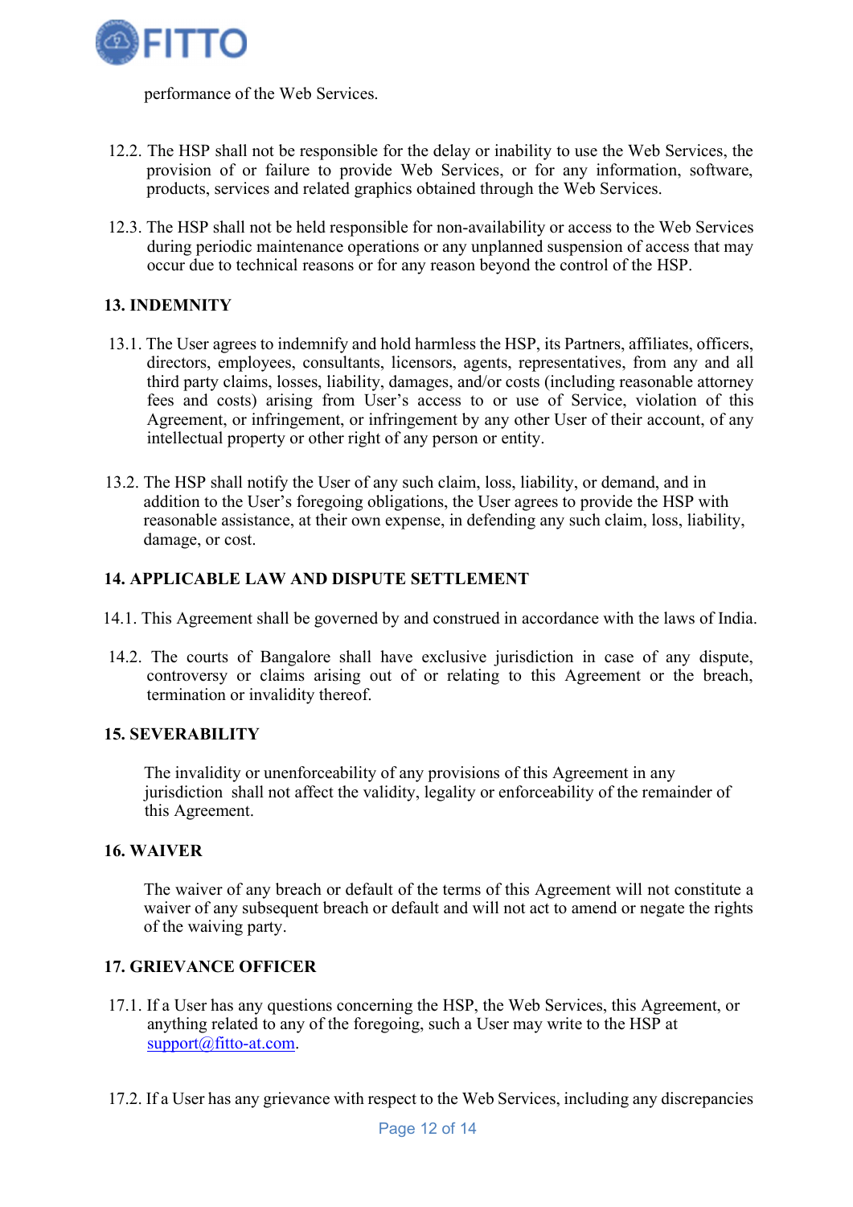performance of the Web Services.

12.2. The HSP shall not be responsible for the delay or inability to use the Web Services, the provision of or failure to provide Web Services, or for any information, software, products, services and related graphics obtained through the Web Services.

12.3. The HSP shall not be held responsible for non-availability or access to the Web Services during periodic maintenance operations or any unplanned suspension of access that may occur due to technical reasons or for any reason beyond the control of the HSP.

## 13. INDEMNITY

13.1. The User agrees to indemnify and hold harmless the HSP, its Partners, affiliates, officers, directors, employees, consultants, licensors, agents, representatives, from any and all third party claims, losses, liability, damages, and/or costs (including reasonable attorney fees and costs) arising from User's access to or use of Service, violation of this Agreement, or infringement, or infringement by any other User of their account, of any intellectual property or other right of any person or entity.

13.2. The HSP shall notify the User of any such claim, loss, liability, or demand, and in addition to the User's foregoing obligations, the User agrees to provide the HSP with reasonable assistance, at their own expense, in defending any such claim, loss, liability, damage, or cost.

## 14. APPLICABLE LAW AND DISPUTE SETTLEMENT

14.1. This Agreement shall be governed by and construed in accordance with the laws of India.

14.2. The courts of Bangalore shall have exclusive jurisdiction in case of any dispute, controversy or claims arising out of or relating to this Agreement or the breach, termination or invalidity thereof.

## 15. SEVERABILITY

The invalidity or unenforceability of any provisions of this Agreement in any jurisdiction shall not affect the validity, legality or enforceability of the remainder of this Agreement.

## 16. WAIVER

The waiver of any breach or default of the terms of this Agreement will not constitute a waiver of any subsequent breach or default and will not act to amend or negate the rights of the waiving party.

## 17. GRIEVANCE OFFICER

17.1. If a User has any questions concerning the HSP, the Web Services, this Agreement, or anything related to any of the foregoing, such a User may write to the HSP at support@fitto-at.com.

17.2. If a User has any grievance with respect to the Web Services, including any discrepancies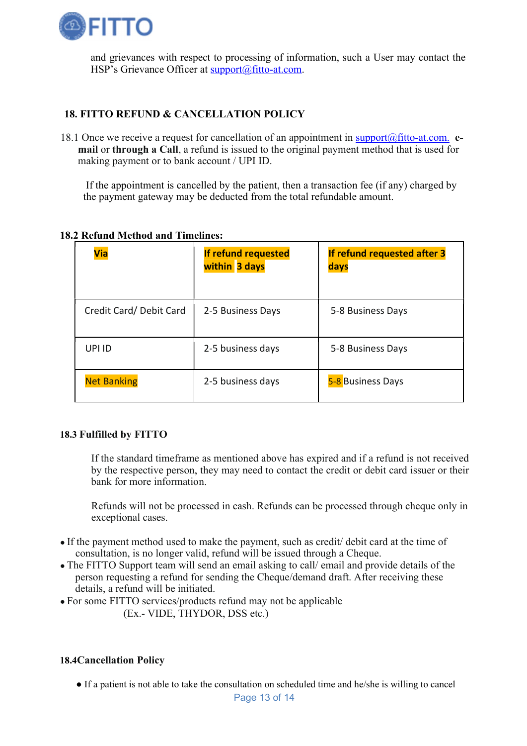and grievances with respect to processing of information, such a User may contact the HSP's Grievance Officer at support@fitto-at.com.

## 18. FITTO REFUND & CANCELLATION POLICY

18.1 Once we receive a request for cancellation of an appointment in support@fitto-at.com. **e-mail** or **through a Call**, a refund is issued to the original payment method that is used for making payment or to bank account / UPI ID.

If the appointment is cancelled by the patient, then a transaction fee (if any) charged by the payment gateway may be deducted from the total refundable amount.

### 18.2 Refund Method and Timelines:

| Via | If refund requested within 3 days | If refund requested after 3 days |
|---|---|---|
| Credit Card/ Debit Card | 2-5 Business Days | 5-8 Business Days |
| UPI ID | 2-5 business days | 5-8 Business Days |
| Net Banking | 2-5 business days | 5-8 Business Days |

### 18.3 Fulfilled by FITTO

If the standard timeframe as mentioned above has expired and if a refund is not received by the respective person, they may need to contact the credit or debit card issuer or their bank for more information.

Refunds will not be processed in cash. Refunds can be processed through cheque only in exceptional cases.

- If the payment method used to make the payment, such as credit/ debit card at the time of consultation, is no longer valid, refund will be issued through a Cheque.
- The FITTO Support team will send an email asking to call/ email and provide details of the person requesting a refund for sending the Cheque/demand draft. After receiving these details, a refund will be initiated.
- For some FITTO services/products refund may not be applicable (Ex.- VIDE, THYDOR, DSS etc.)

### 18.4Cancellation Policy

- If a patient is not able to take the consultation on scheduled time and he/she is willing to cancel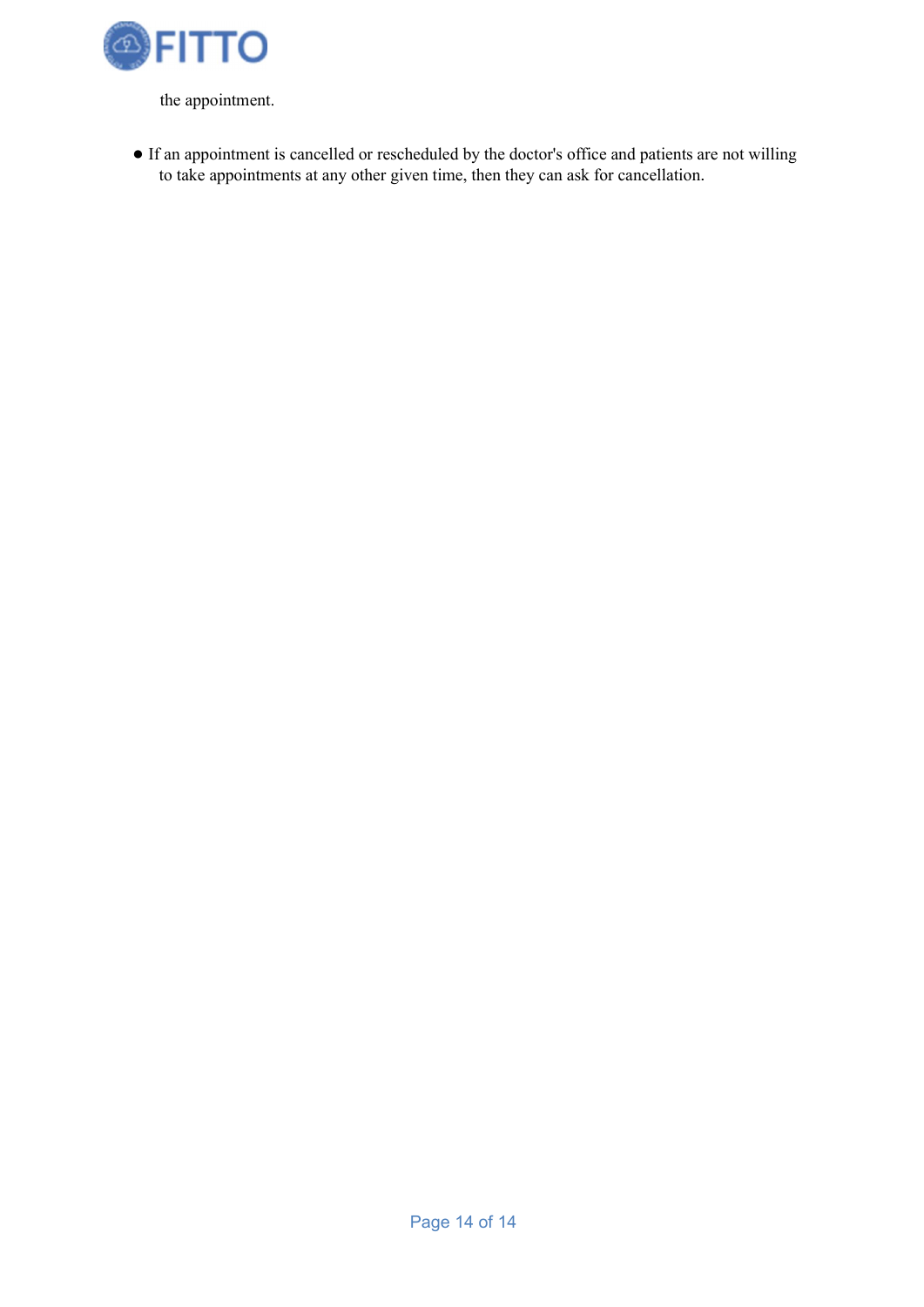the appointment.

- If an appointment is cancelled or rescheduled by the doctor's office and patients are not willing to take appointments at any other given time, then they can ask for cancellation.